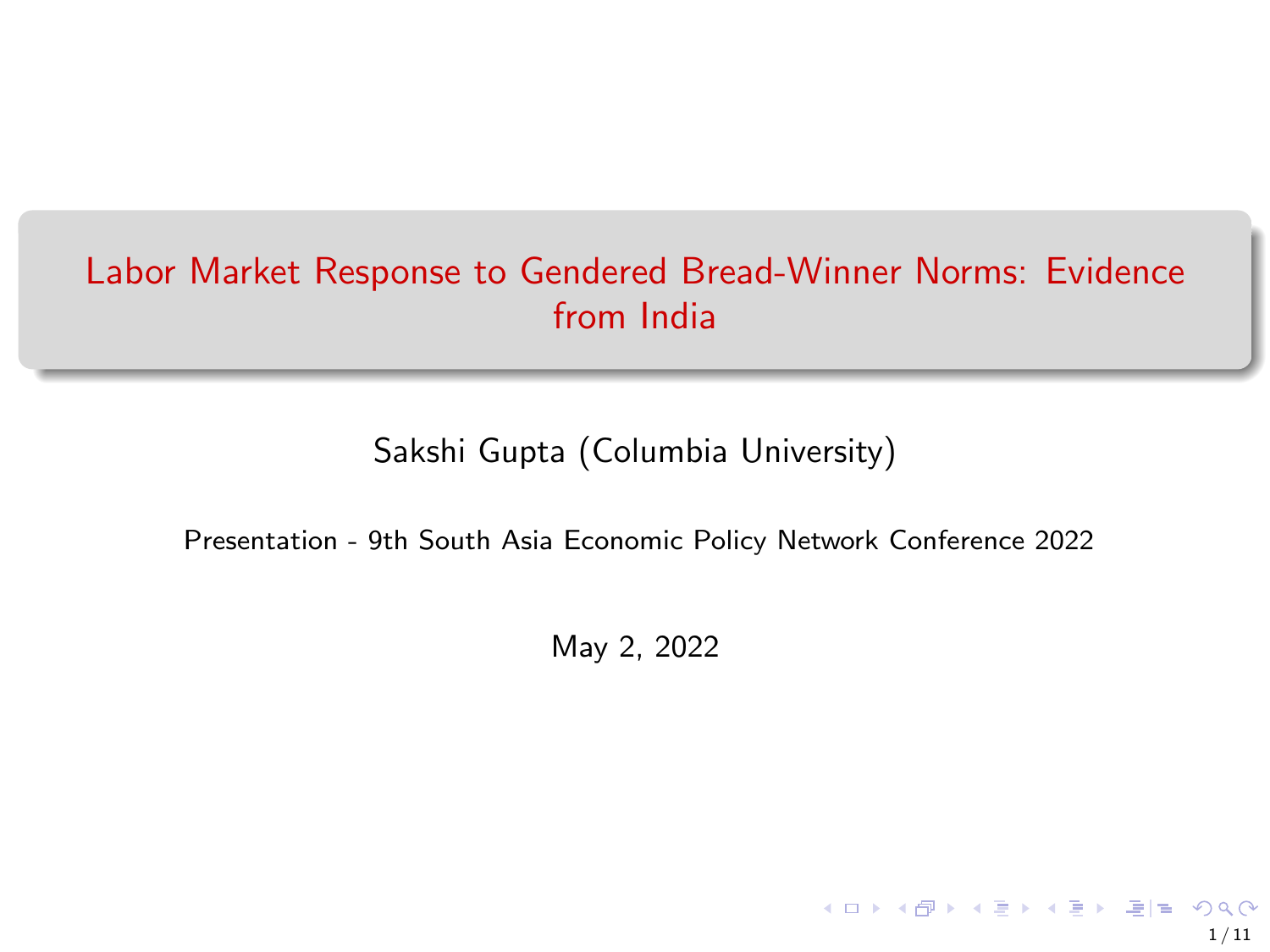# Labor Market Response to Gendered Bread-Winner Norms: Evidence from India

Sakshi Gupta (Columbia University)

Presentation - 9th South Asia Economic Policy Network Conference 2022

May 2, 2022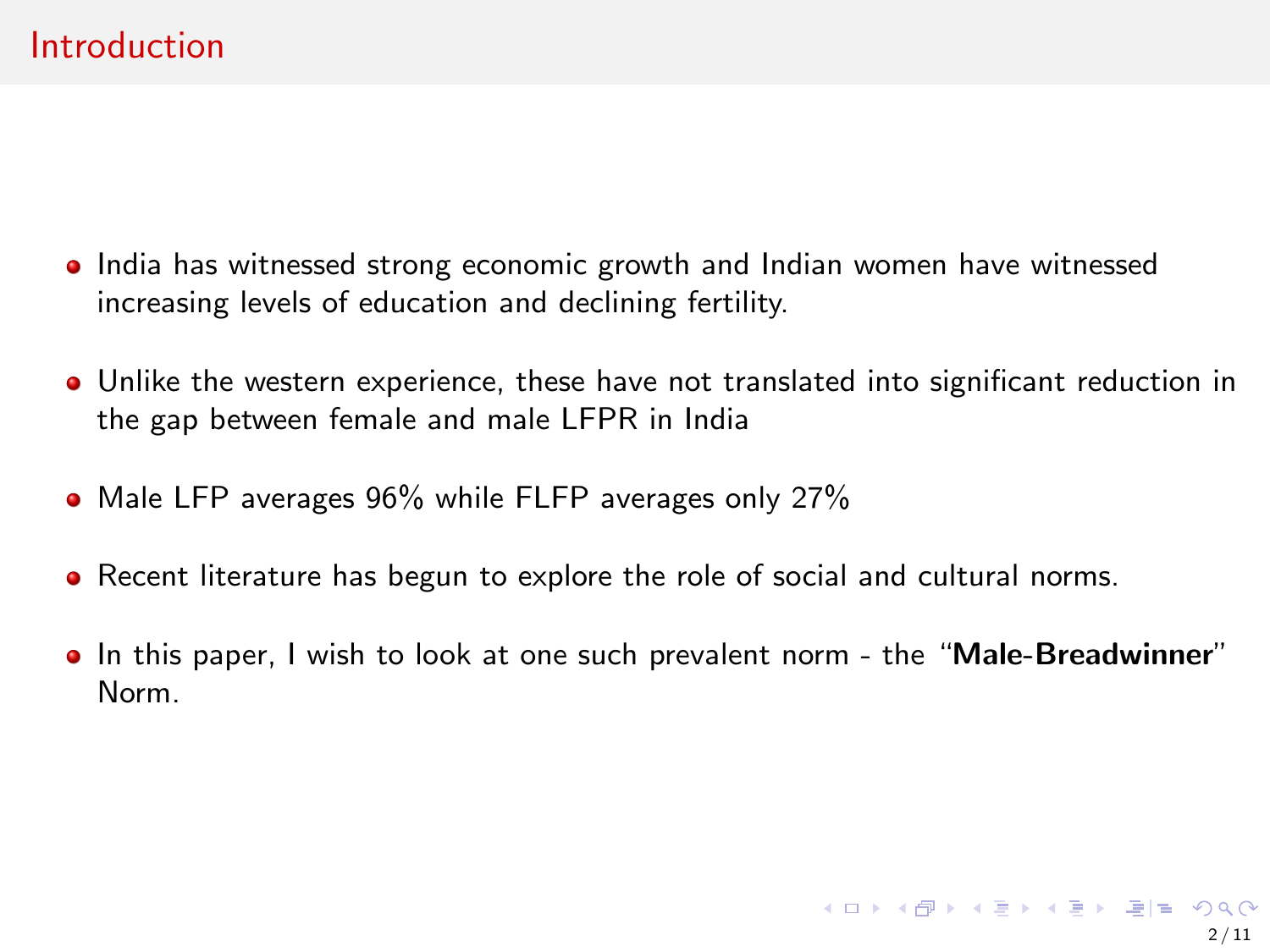# Introduction

- India has witnessed strong economic growth and Indian women have witnessed increasing levels of education and declining fertility.
- Unlike the western experience, these have not translated into significant reduction in the gap between female and male LFPR in India
- Male LFP averages 96% while FLFP averages only 27%
- Recent literature has begun to explore the role of social and cultural norms.
- In this paper, I wish to look at one such prevalent norm - the "**Male-Breadwinner**" Norm.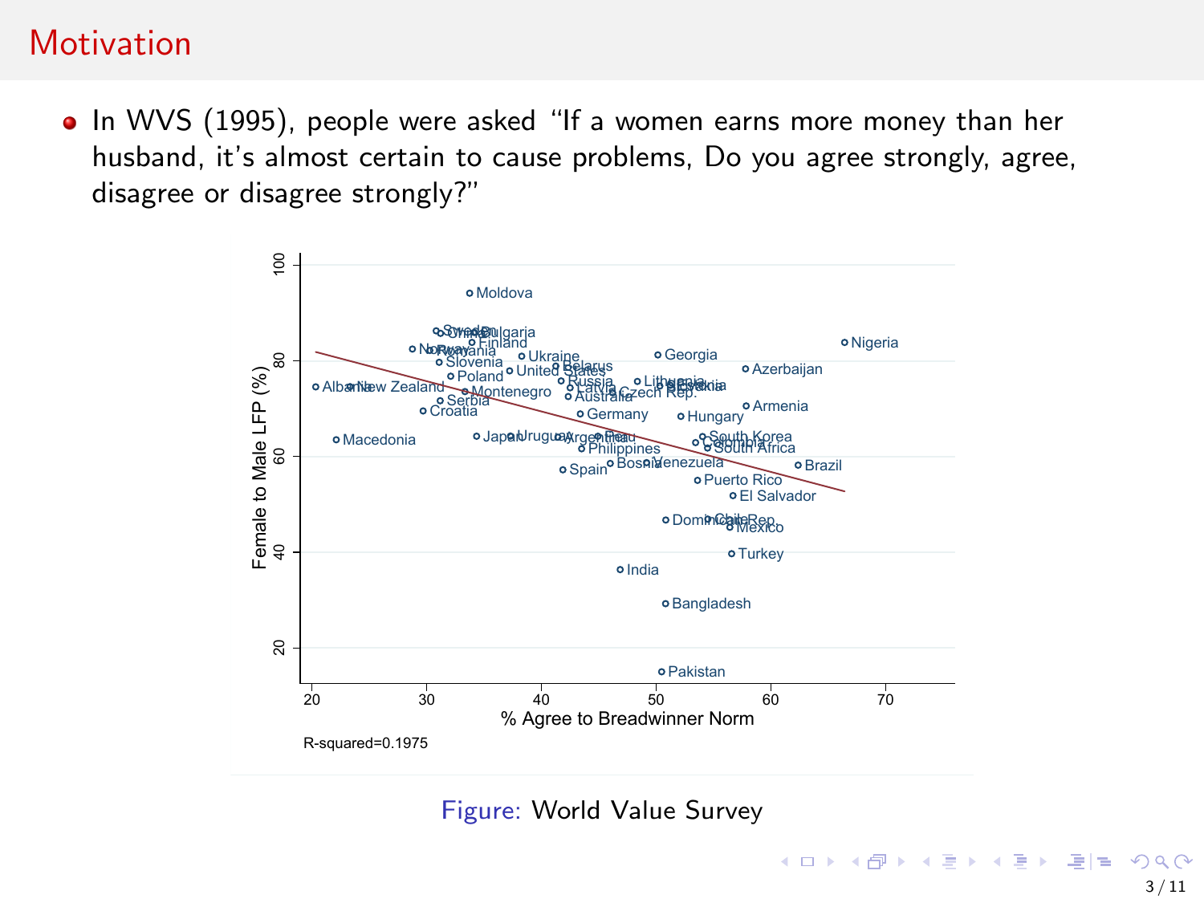## Motivation

- In WVS (1995), people were asked "If a women earns more money than her husband, it's almost certain to cause problems, Do you agree strongly, agree, disagree or disagree strongly?"

Figure: World Value Survey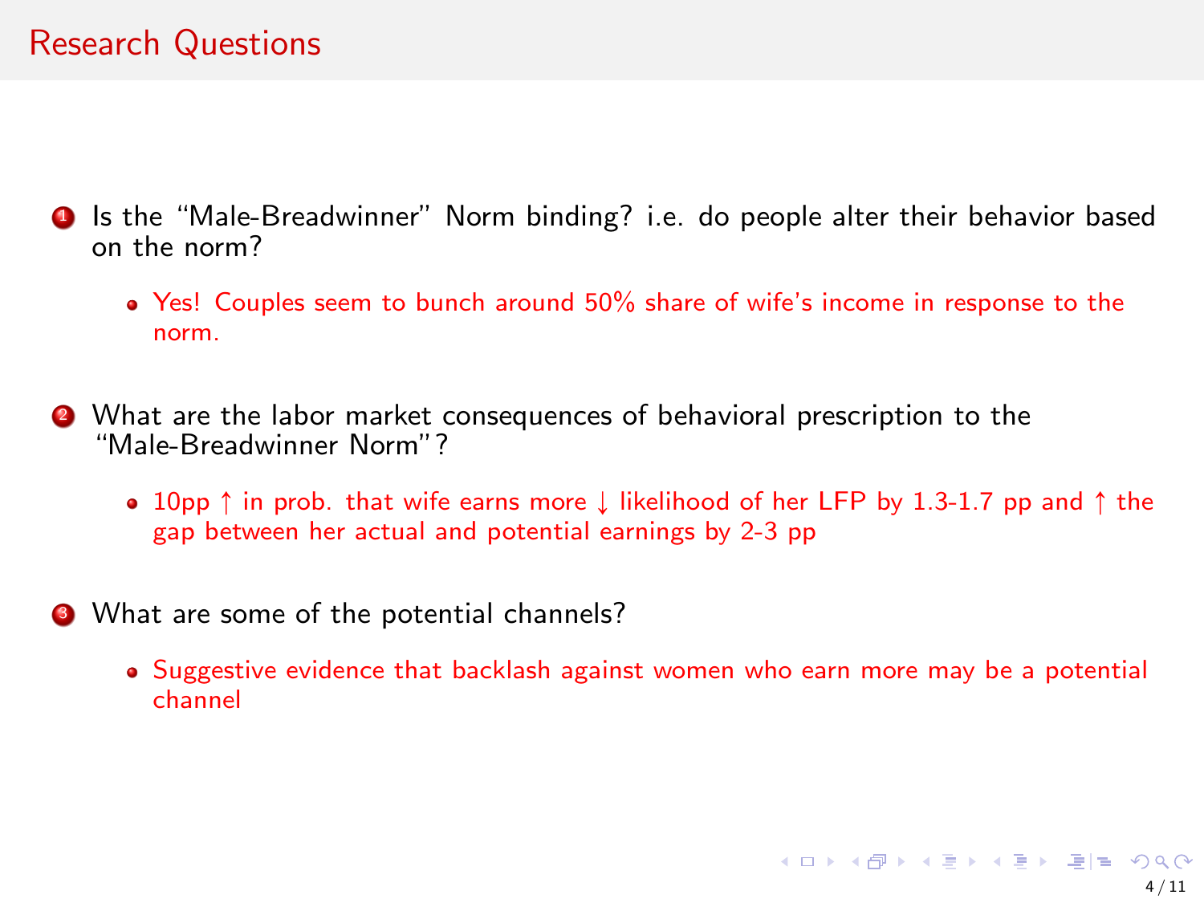# Research Questions

1. Is the "Male-Breadwinner" Norm binding? i.e. do people alter their behavior based on the norm?
   - Yes! Couples seem to bunch around 50% share of wife's income in response to the norm.

2. What are the labor market consequences of behavioral prescription to the "Male-Breadwinner Norm"?
   - 10pp $\uparrow$ in prob. that wife earns more $\downarrow$ likelihood of her LFP by 1.3-1.7 pp and $\uparrow$ the gap between her actual and potential earnings by 2-3 pp

3. What are some of the potential channels?
   - Suggestive evidence that backlash against women who earn more may be a potential channel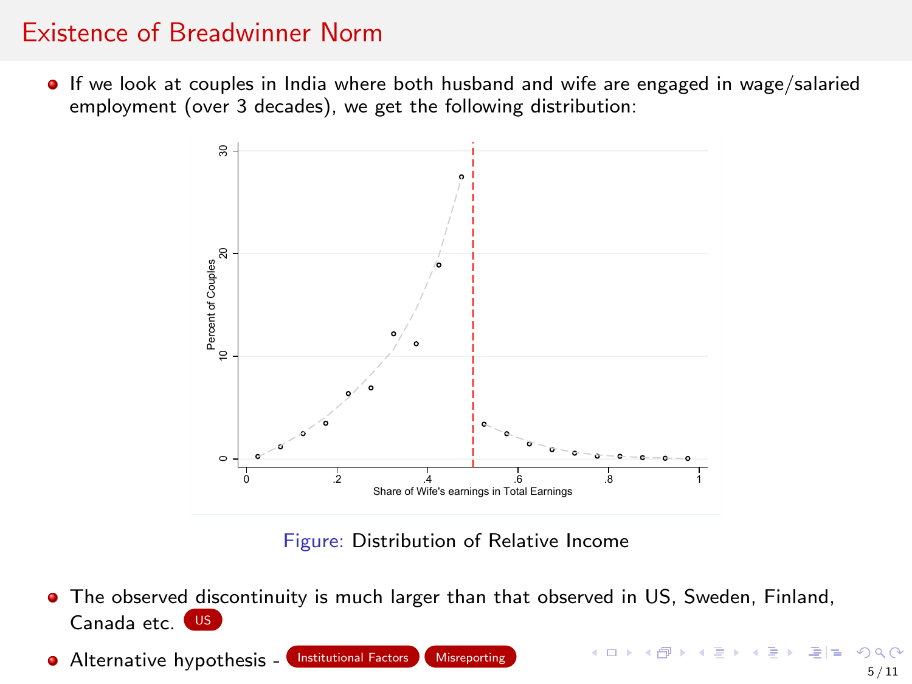# Existence of Breadwinner Norm

- If we look at couples in India where both husband and wife are engaged in wage/salaried employment (over 3 decades), we get the following distribution:

Figure: Distribution of Relative Income

- The observed discontinuity is much larger than that observed in US, Sweden, Finland, Canada etc. US
- Alternative hypothesis - Institutional Factors Misreporting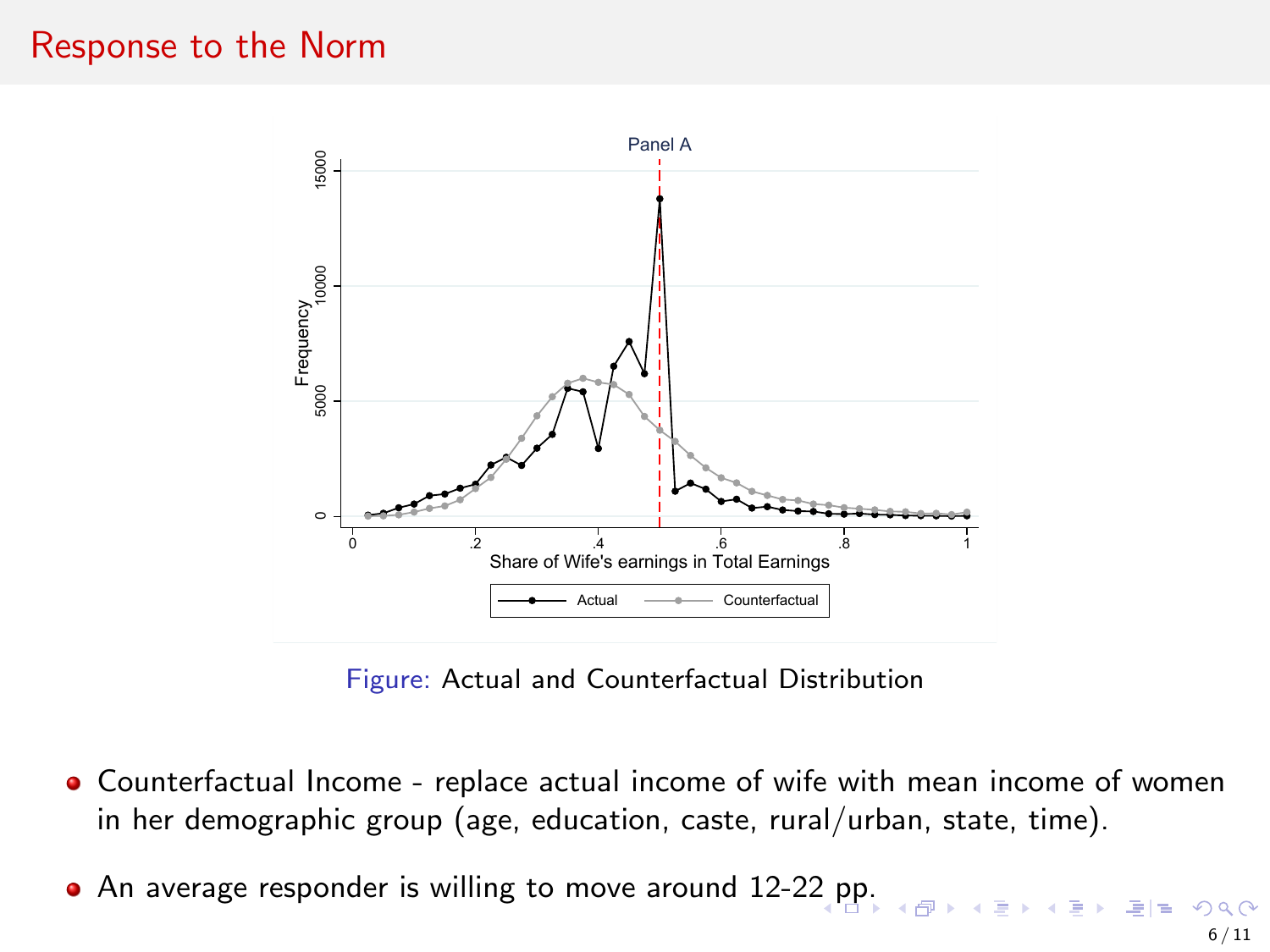# Response to the Norm

Figure: Actual and Counterfactual Distribution

- Counterfactual Income - replace actual income of wife with mean income of women in her demographic group (age, education, caste, rural/urban, state, time).
- An average responder is willing to move around 12-22 pp.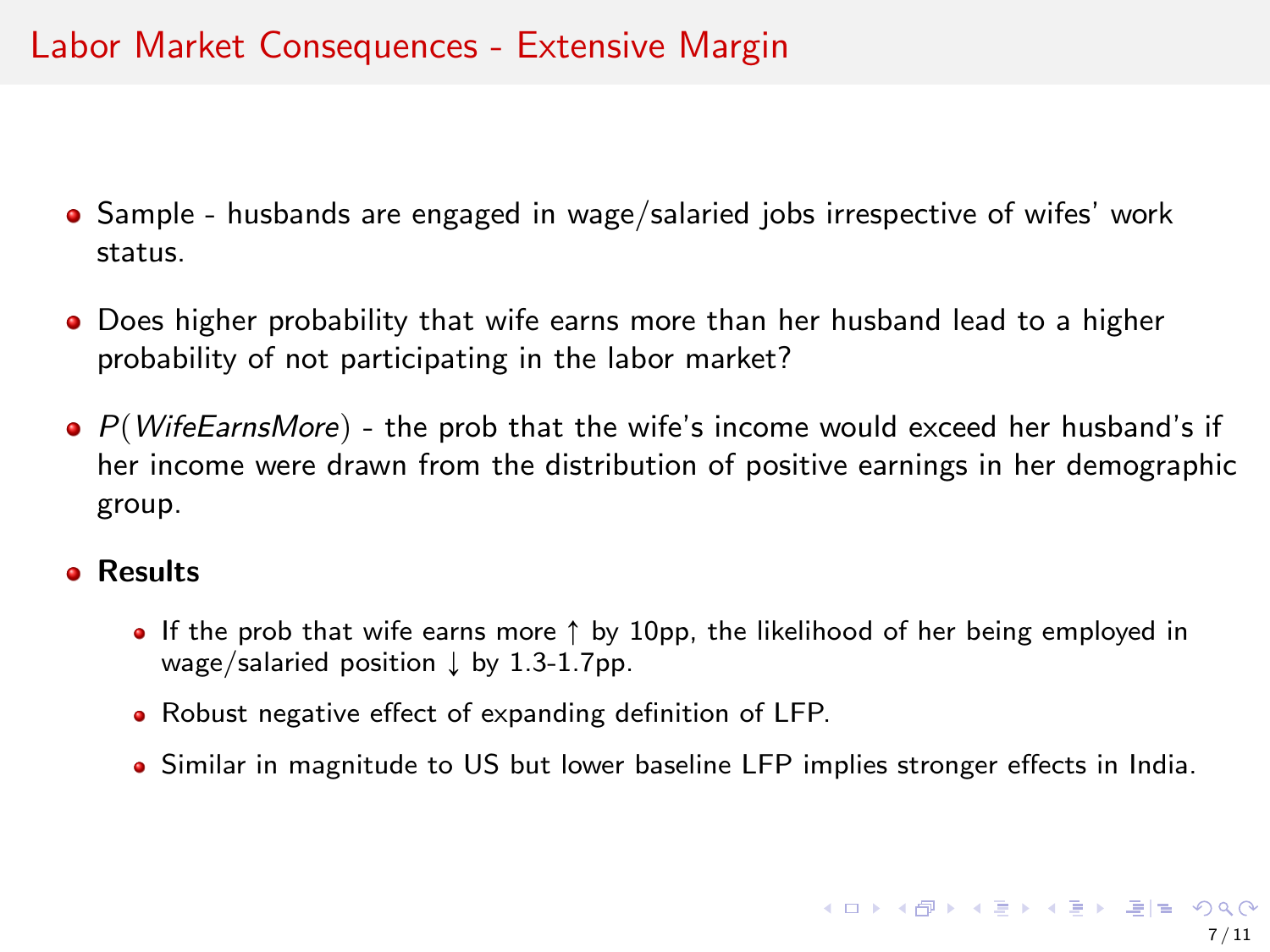# Labor Market Consequences - Extensive Margin

- Sample - husbands are engaged in wage/salaried jobs irrespective of wifes' work status.
- Does higher probability that wife earns more than her husband lead to a higher probability of not participating in the labor market?
- $P(WifeEarnsMore)$ - the prob that the wife's income would exceed her husband's if her income were drawn from the distribution of positive earnings in her demographic group.
- **Results**
  - If the prob that wife earns more $\uparrow$ by 10pp, the likelihood of her being employed in wage/salaried position $\downarrow$ by 1.3-1.7pp.
  - Robust negative effect of expanding definition of LFP.
  - Similar in magnitude to US but lower baseline LFP implies stronger effects in India.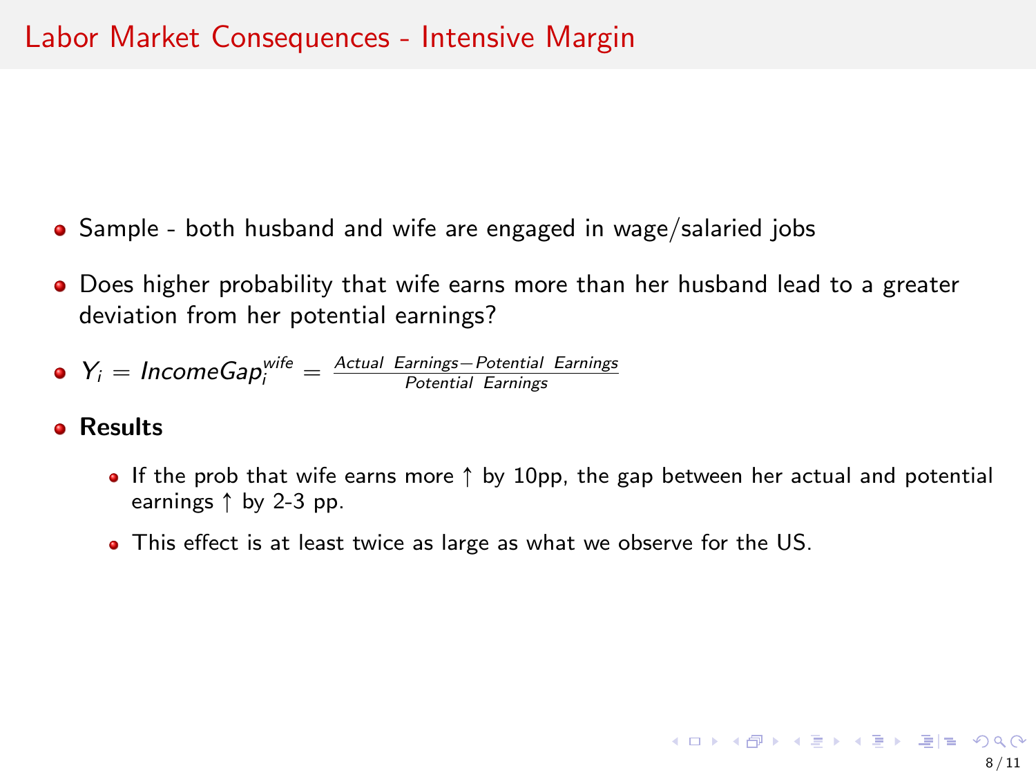## Labor Market Consequences - Intensive Margin

- Sample - both husband and wife are engaged in wage/salaried jobs
- Does higher probability that wife earns more than her husband lead to a greater deviation from her potential earnings?
- $Y_i = IncomeGap_i^{wife} = \frac{Actual\ \ Earnings - Potential\ \ Earnings}{Potential\ \ Earnings}$
- **Results**
  - If the prob that wife earns more ↑ by 10pp, the gap between her actual and potential earnings ↑ by 2-3 pp.
  - This effect is at least twice as large as what we observe for the US.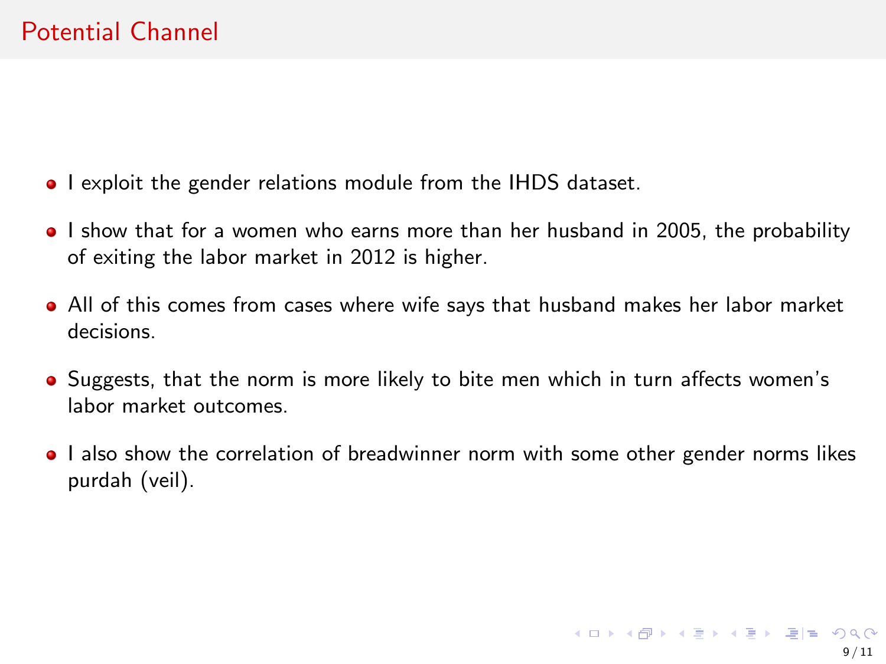# Potential Channel

- I exploit the gender relations module from the IHDS dataset.
- I show that for a women who earns more than her husband in 2005, the probability of exiting the labor market in 2012 is higher.
- All of this comes from cases where wife says that husband makes her labor market decisions.
- Suggests, that the norm is more likely to bite men which in turn affects women's labor market outcomes.
- I also show the correlation of breadwinner norm with some other gender norms likes purdah (veil).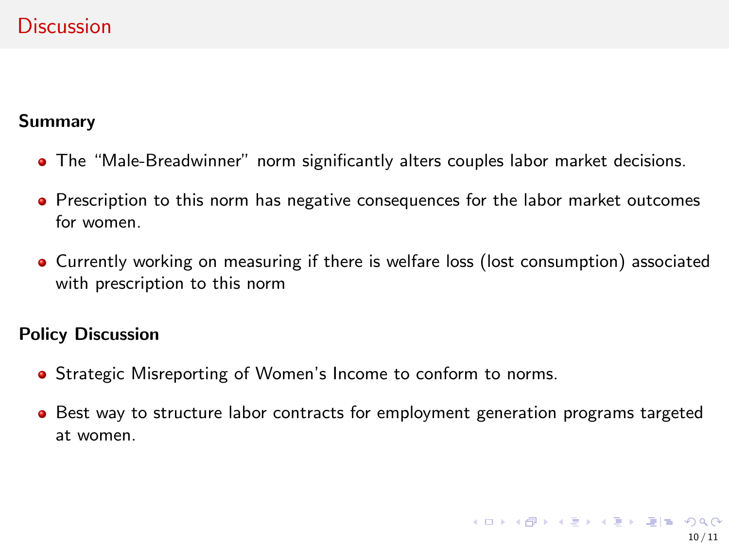# Discussion

**Summary**

- The "Male-Breadwinner" norm significantly alters couples labor market decisions.
- Prescription to this norm has negative consequences for the labor market outcomes for women.
- Currently working on measuring if there is welfare loss (lost consumption) associated with prescription to this norm

**Policy Discussion**

- Strategic Misreporting of Women's Income to conform to norms.
- Best way to structure labor contracts for employment generation programs targeted at women.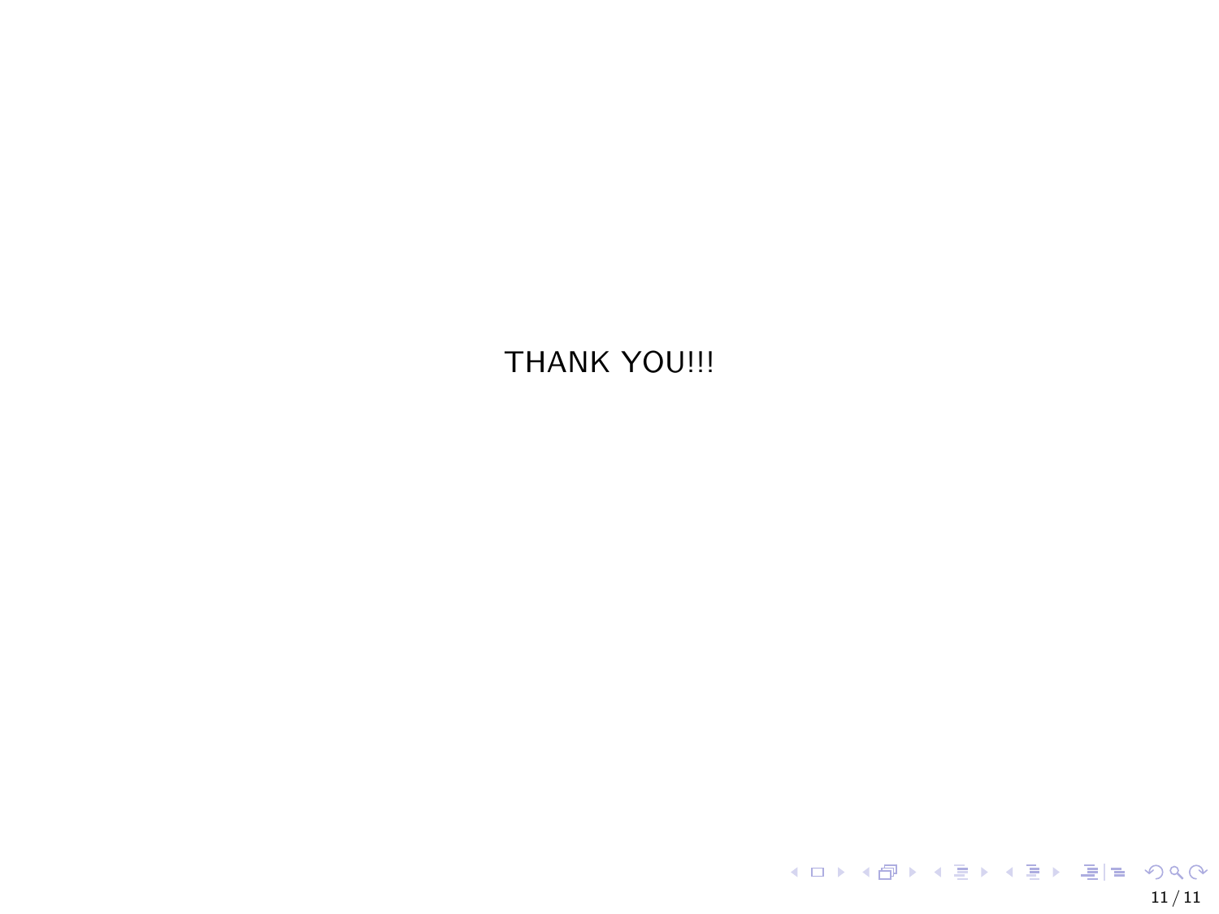THANK YOU!!!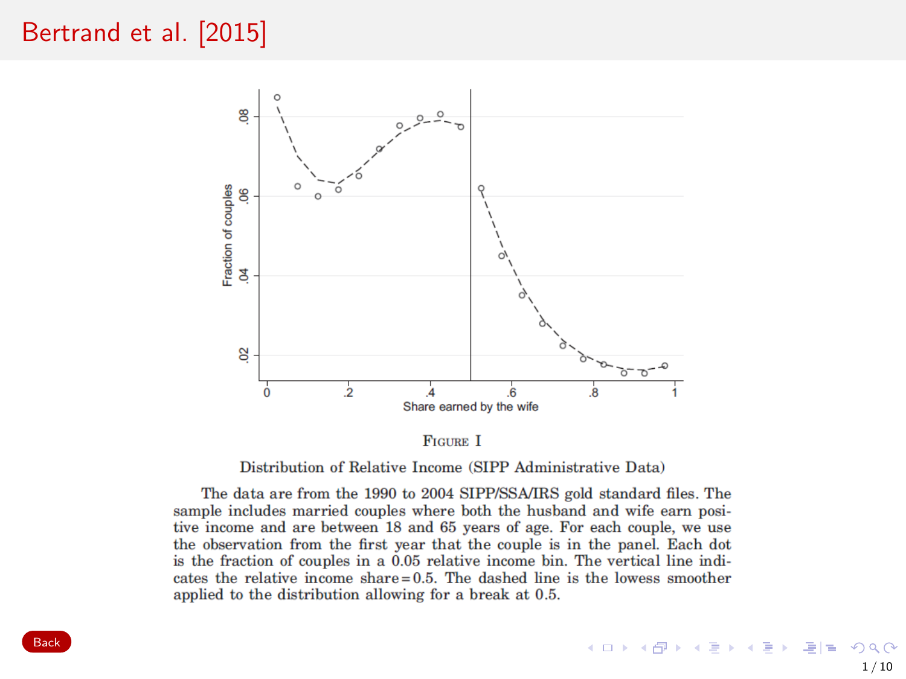# Bertrand et al. [2015]

FIGURE I

Distribution of Relative Income (SIPP Administrative Data)

The data are from the 1990 to 2004 SIPP/SSA/IRS gold standard files. The sample includes married couples where both the husband and wife earn positive income and are between 18 and 65 years of age. For each couple, we use the observation from the first year that the couple is in the panel. Each dot is the fraction of couples in a 0.05 relative income bin. The vertical line indicates the relative income share = 0.5. The dashed line is the lowess smoother applied to the distribution allowing for a break at 0.5.

Back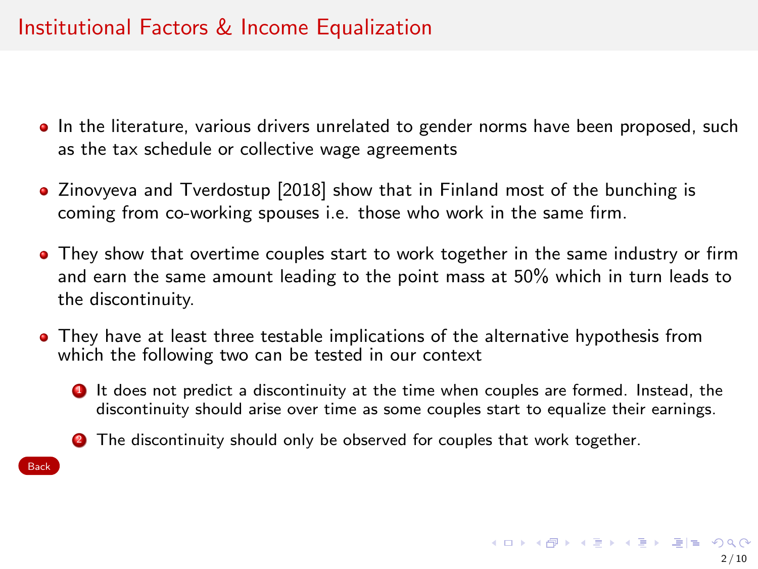# Institutional Factors & Income Equalization

- In the literature, various drivers unrelated to gender norms have been proposed, such as the tax schedule or collective wage agreements
- Zinovyeva and Tverdostup [2018] show that in Finland most of the bunching is coming from co-working spouses i.e. those who work in the same firm.
- They show that overtime couples start to work together in the same industry or firm and earn the same amount leading to the point mass at 50% which in turn leads to the discontinuity.
- They have at least three testable implications of the alternative hypothesis from which the following two can be tested in our context
  1. It does not predict a discontinuity at the time when couples are formed. Instead, the discontinuity should arise over time as some couples start to equalize their earnings.
  2. The discontinuity should only be observed for couples that work together.

Back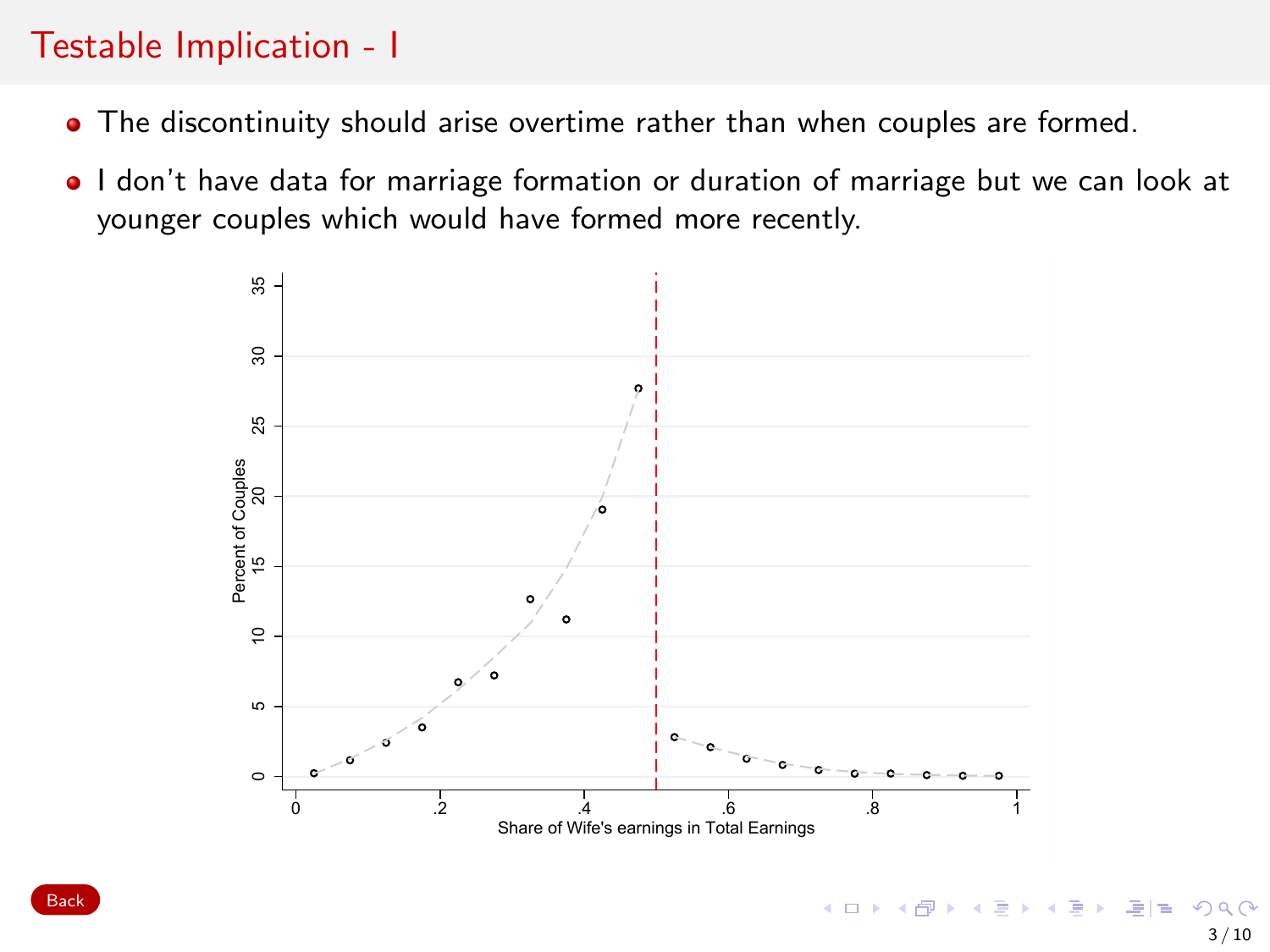# Testable Implication - I

- The discontinuity should arise overtime rather than when couples are formed.
- I don't have data for marriage formation or duration of marriage but we can look at younger couples which would have formed more recently.

Back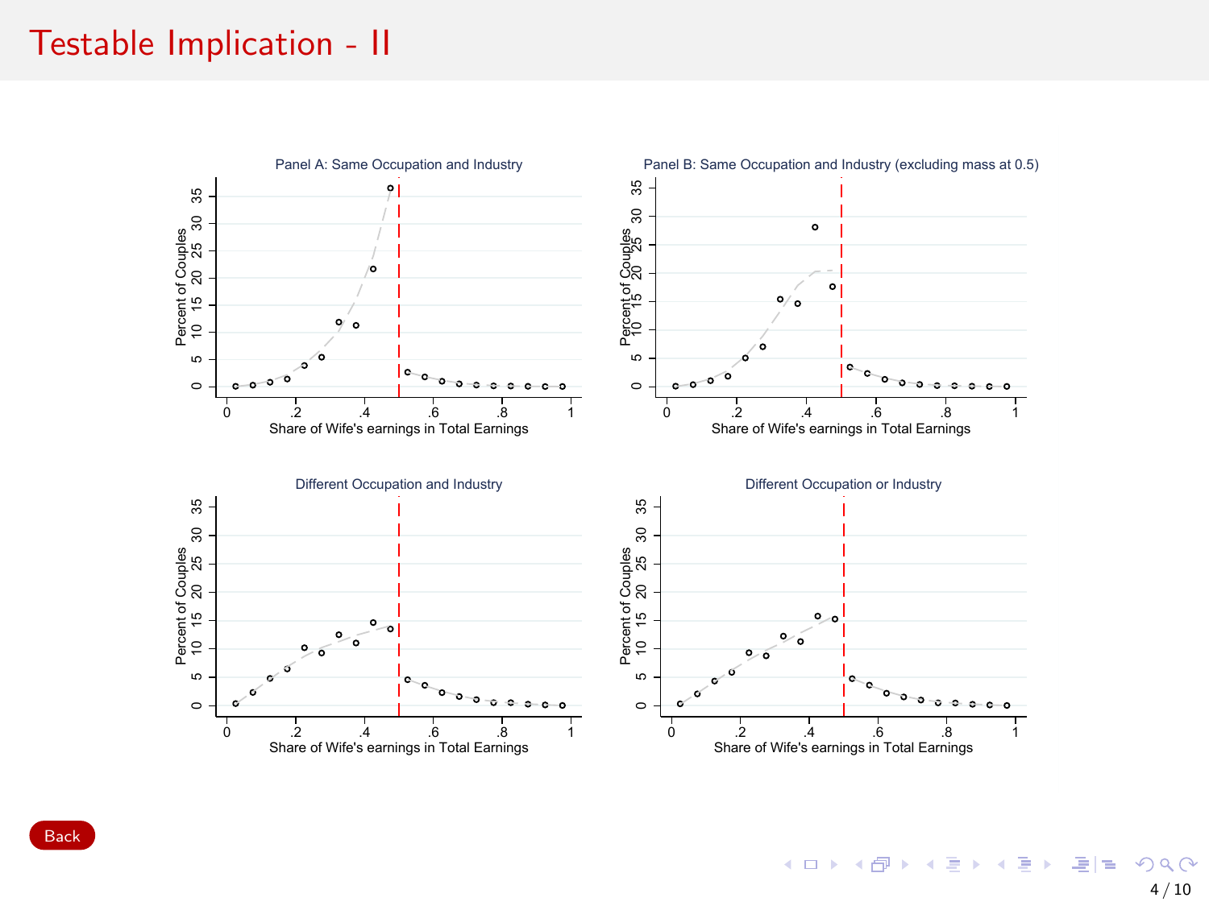# Testable Implication - II

Panel A: Same Occupation and Industry

Panel B: Same Occupation and Industry (excluding mass at 0.5)

Different Occupation and Industry

Different Occupation or Industry

Back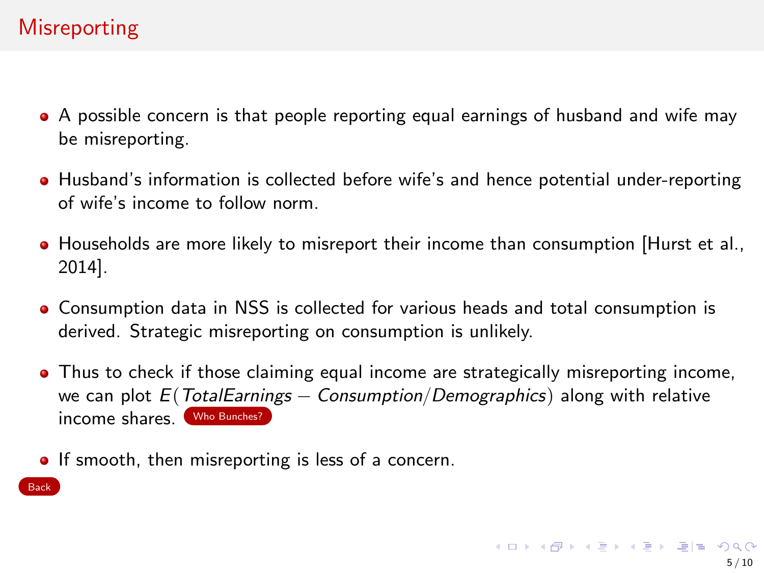# Misreporting

- A possible concern is that people reporting equal earnings of husband and wife may be misreporting.
- Husband's information is collected before wife's and hence potential under-reporting of wife's income to follow norm.
- Households are more likely to misreport their income than consumption [Hurst et al., 2014].
- Consumption data in NSS is collected for various heads and total consumption is derived. Strategic misreporting on consumption is unlikely.
- Thus to check if those claiming equal income are strategically misreporting income, we can plot $E(TotalEarnings - Consumption/Demographics)$ along with relative income shares. Who Bunches?
- If smooth, then misreporting is less of a concern.

Back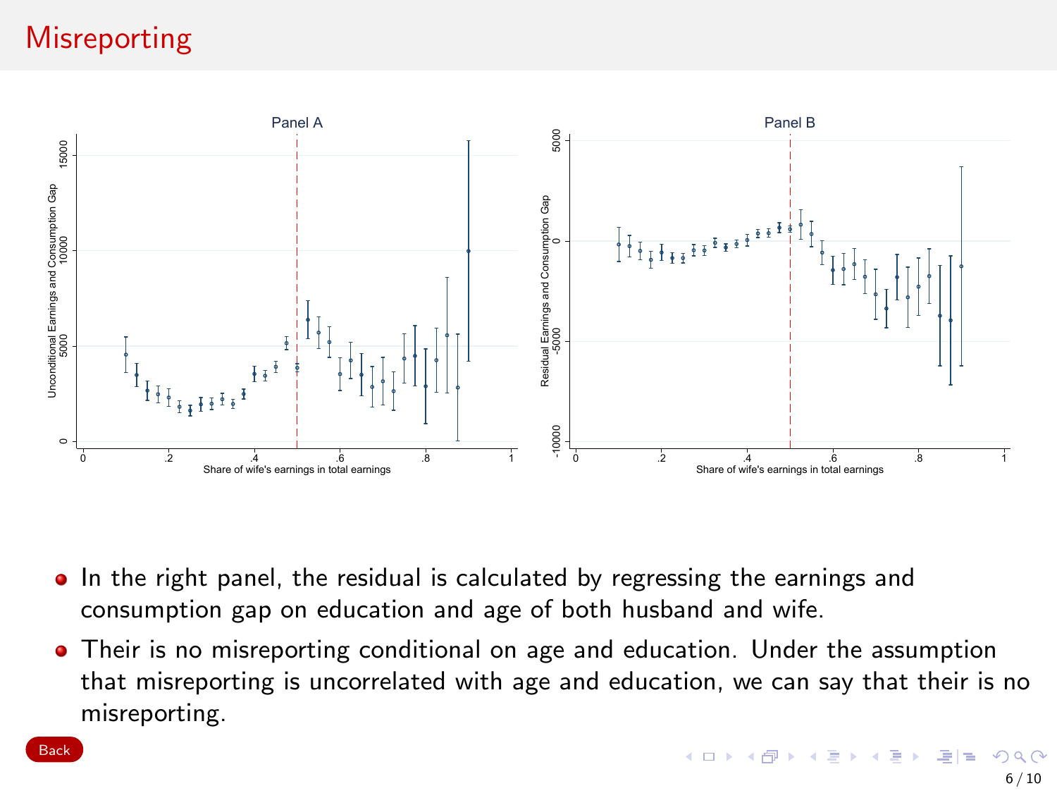# Misreporting

- In the right panel, the residual is calculated by regressing the earnings and consumption gap on education and age of both husband and wife.
- Their is no misreporting conditional on age and education. Under the assumption that misreporting is uncorrelated with age and education, we can say that their is no misreporting.

Back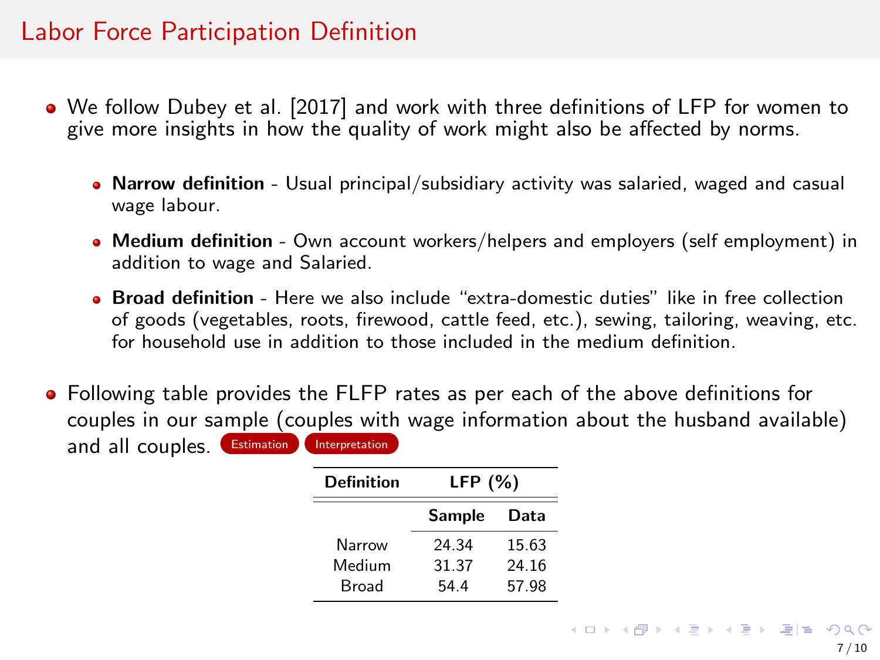# Labor Force Participation Definition

- We follow Dubey et al. [2017] and work with three definitions of LFP for women to give more insights in how the quality of work might also be affected by norms.
  - **Narrow definition** - Usual principal/subsidiary activity was salaried, waged and casual wage labour.
  - **Medium definition** - Own account workers/helpers and employers (self employment) in addition to wage and Salaried.
  - **Broad definition** - Here we also include "extra-domestic duties" like in free collection of goods (vegetables, roots, firewood, cattle feed, etc.), sewing, tailoring, weaving, etc. for household use in addition to those included in the medium definition.
- Following table provides the FLFP rates as per each of the above definitions for couples in our sample (couples with wage information about the husband available) and all couples. Estimation Interpretation

| Definition | LFP (%) | |
|---|---|---|
| | **Sample** | **Data** |
| Narrow | 24.34 | 15.63 |
| Medium | 31.37 | 24.16 |
| Broad | 54.4 | 57.98 |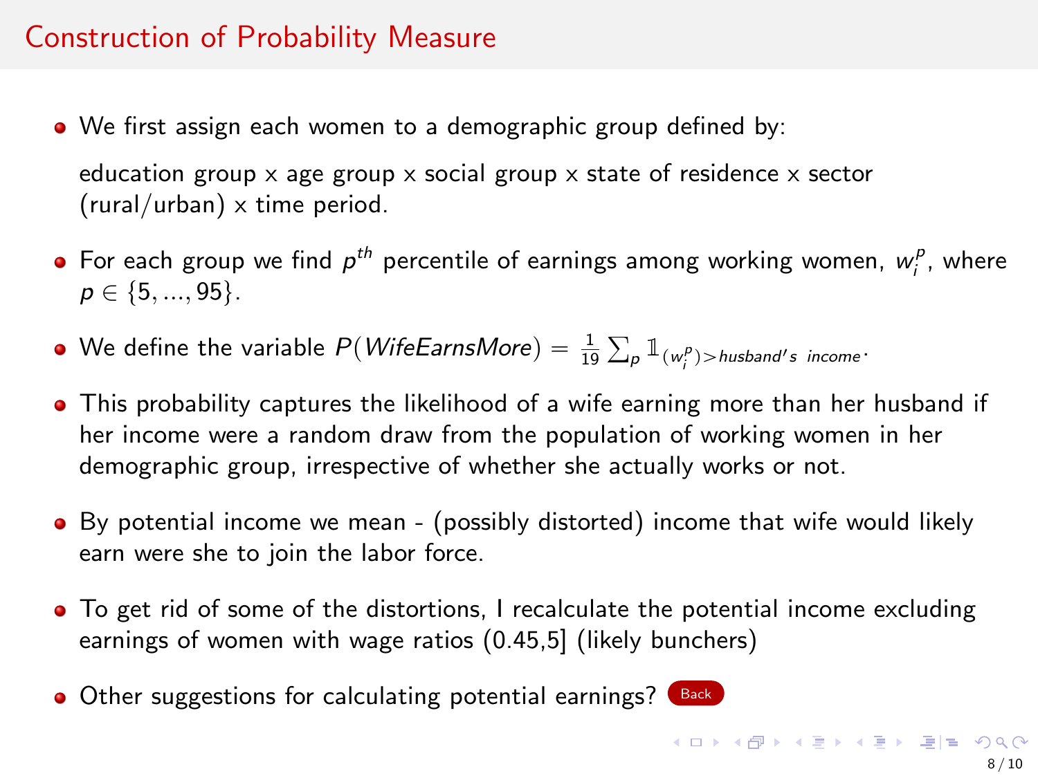## Construction of Probability Measure

- We first assign each women to a demographic group defined by:

  education group x age group x social group x state of residence x sector (rural/urban) x time period.

- For each group we find $p^{th}$ percentile of earnings among working women, $w_i^p$, where $p \in \{5, ..., 95\}$.

- We define the variable $P(WifeEarnsMore) = \frac{1}{19} \sum_p \mathbb{1}_{(w_i^p) > husband's\ \ income}$.

- This probability captures the likelihood of a wife earning more than her husband if her income were a random draw from the population of working women in her demographic group, irrespective of whether she actually works or not.

- By potential income we mean - (possibly distorted) income that wife would likely earn were she to join the labor force.

- To get rid of some of the distortions, I recalculate the potential income excluding earnings of women with wage ratios (0.45,5] (likely bunchers)

- Other suggestions for calculating potential earnings? Back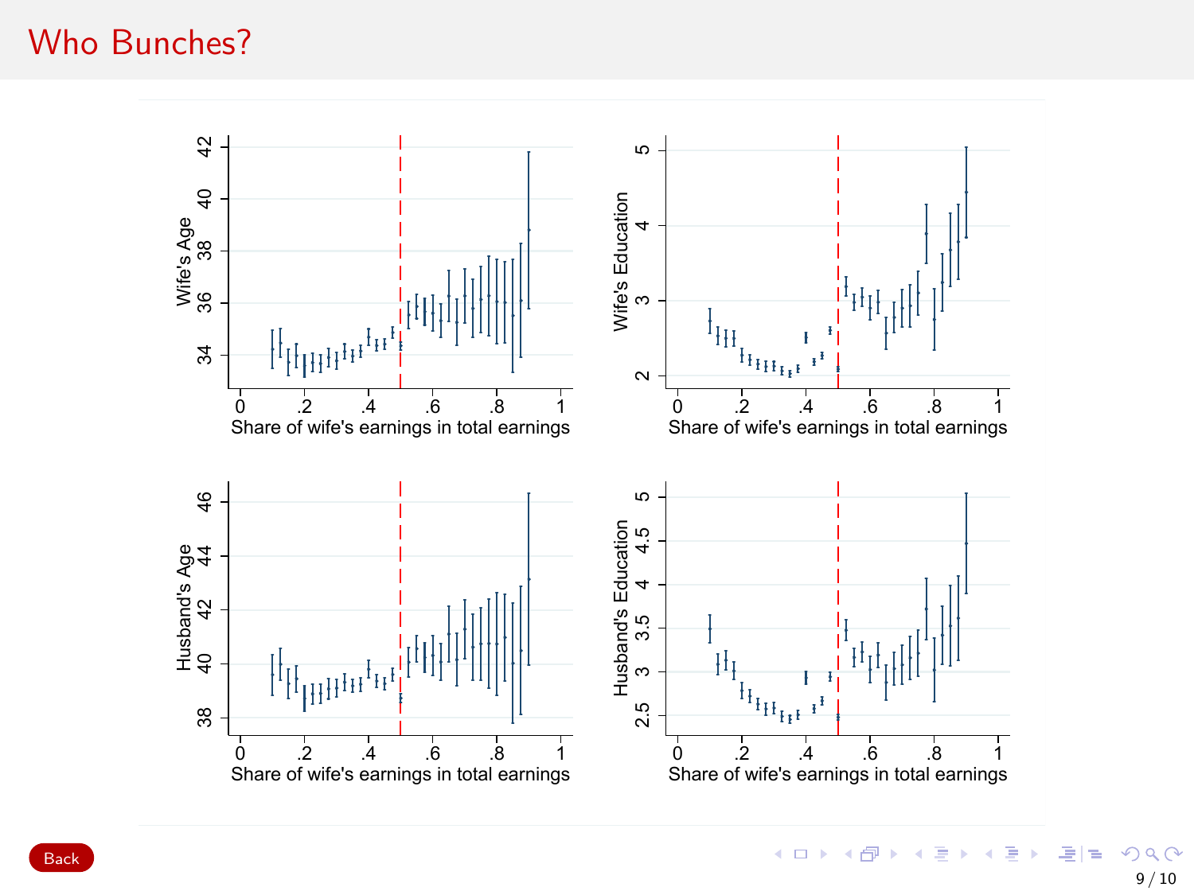# Who Bunches?

Back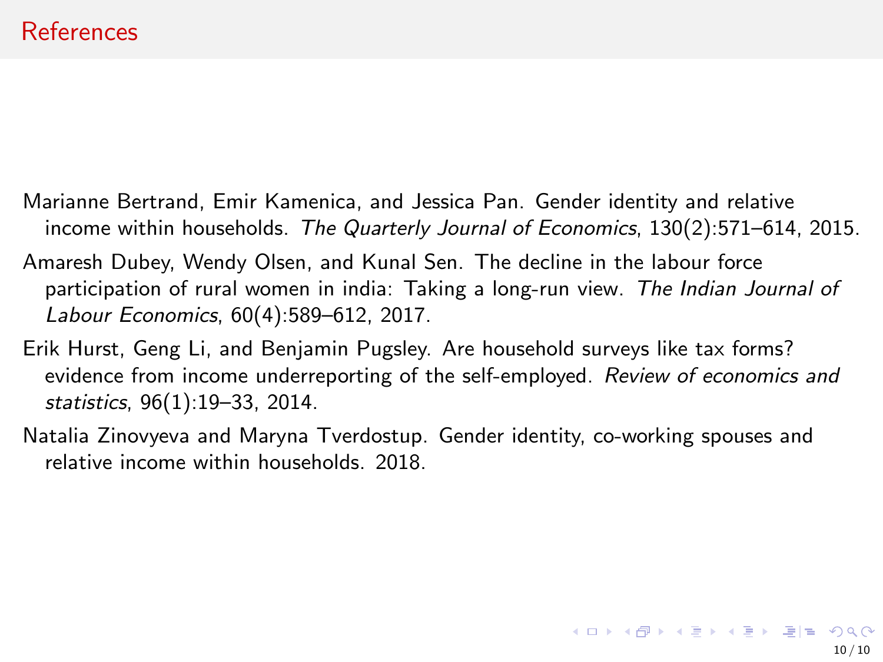# References

Marianne Bertrand, Emir Kamenica, and Jessica Pan. Gender identity and relative income within households. *The Quarterly Journal of Economics*, 130(2):571–614, 2015.

Amaresh Dubey, Wendy Olsen, and Kunal Sen. The decline in the labour force participation of rural women in india: Taking a long-run view. *The Indian Journal of Labour Economics*, 60(4):589–612, 2017.

Erik Hurst, Geng Li, and Benjamin Pugsley. Are household surveys like tax forms? evidence from income underreporting of the self-employed. *Review of economics and statistics*, 96(1):19–33, 2014.

Natalia Zinovyeva and Maryna Tverdostup. Gender identity, co-working spouses and relative income within households. 2018.